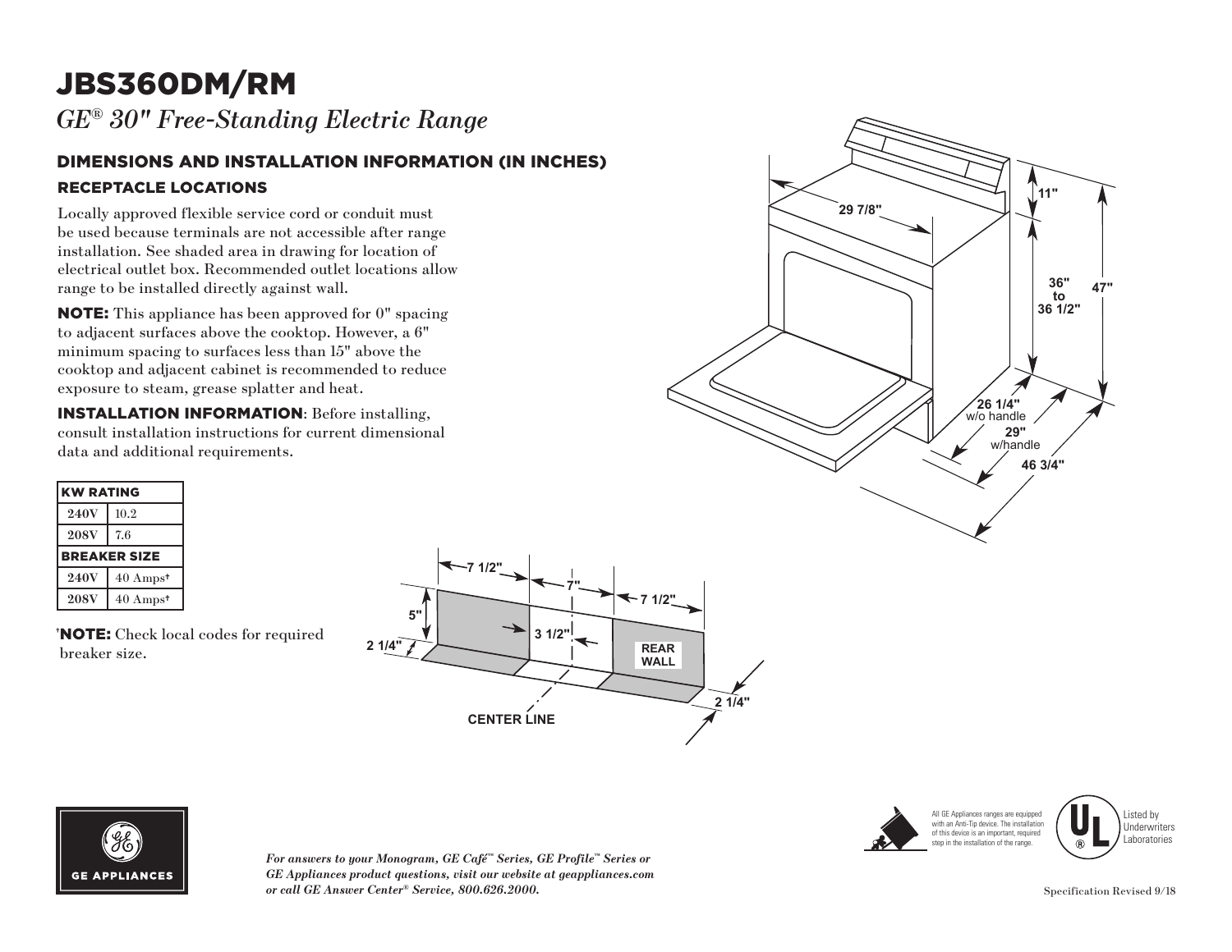# JBS360DM/RM

*GE® 30" Free-Standing Electric Range*

## DIMENSIONS AND INSTALLATION INFORMATION (IN INCHES)

### RECEPTACLE LOCATIONS

Locally approved flexible service cord or conduit must be used because terminals are not accessible after range installation. See shaded area in drawing for location of electrical outlet box. Recommended outlet locations allow range to be installed directly against wall.

**NOTE:** This appliance has been approved for 0" spacing to adjacent surfaces above the cooktop. However, a 6" minimum spacing to surfaces less than 15" above the cooktop and adjacent cabinet is recommended to reduce exposure to steam, grease splatter and heat.

**INSTALLATION INFORMATION**: Before installing, consult installation instructions for current dimensional data and additional requirements.

| KW RATING | |
|---|---|
| 240V | 10.2 |
| 208V | 7.6 |
| **BREAKER SIZE** | |
| 240V | 40 Amps† |
| 208V | 40 Amps† |

†**NOTE:** Check local codes for required breaker size.

29 7/8"

11"

36" to 36 1/2"

47"

26 1/4" w/o handle

29" w/handle

46 3/4"

7 1/2" 7" 7 1/2"

5"

3 1/2"

2 1/4"

REAR WALL

2 1/4"

CENTER LINE

All GE Appliances ranges are equipped with an Anti-Tip device. The installation of this device is an important, required step in the installation of the range.

Listed by Underwriters Laboratories

*For answers to your Monogram, GE Café™ Series, GE Profile™ Series or GE Appliances product questions, visit our website at geappliances.com or call GE Answer Center® Service, 800.626.2000.*

Specification Revised 9/18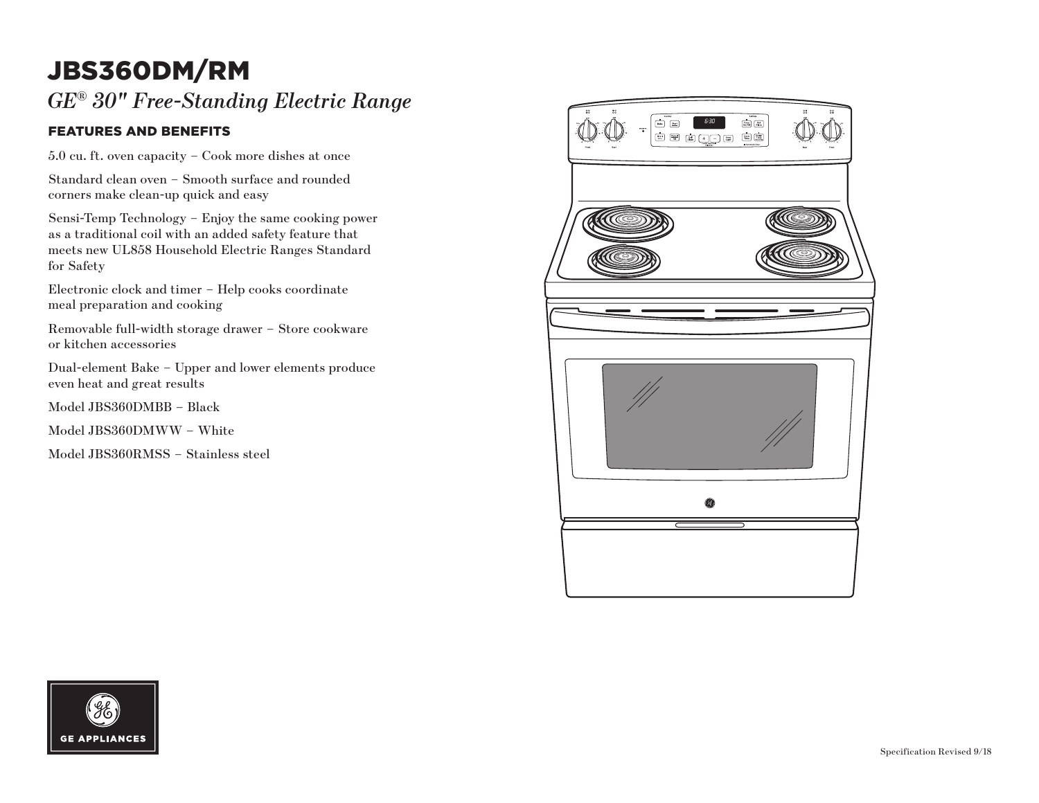# JBS360DM/RM

*GE® 30" Free-Standing Electric Range*

### FEATURES AND BENEFITS

5.0 cu. ft. oven capacity – Cook more dishes at once

Standard clean oven – Smooth surface and rounded corners make clean-up quick and easy

Sensi-Temp Technology – Enjoy the same cooking power as a traditional coil with an added safety feature that meets new UL858 Household Electric Ranges Standard for Safety

Electronic clock and timer – Help cooks coordinate meal preparation and cooking

Removable full-width storage drawer – Store cookware or kitchen accessories

Dual-element Bake – Upper and lower elements produce even heat and great results

Model JBS360DMBB – Black

Model JBS360DMWW – White

Model JBS360RMSS – Stainless steel

GE APPLIANCES

Specification Revised 9/18